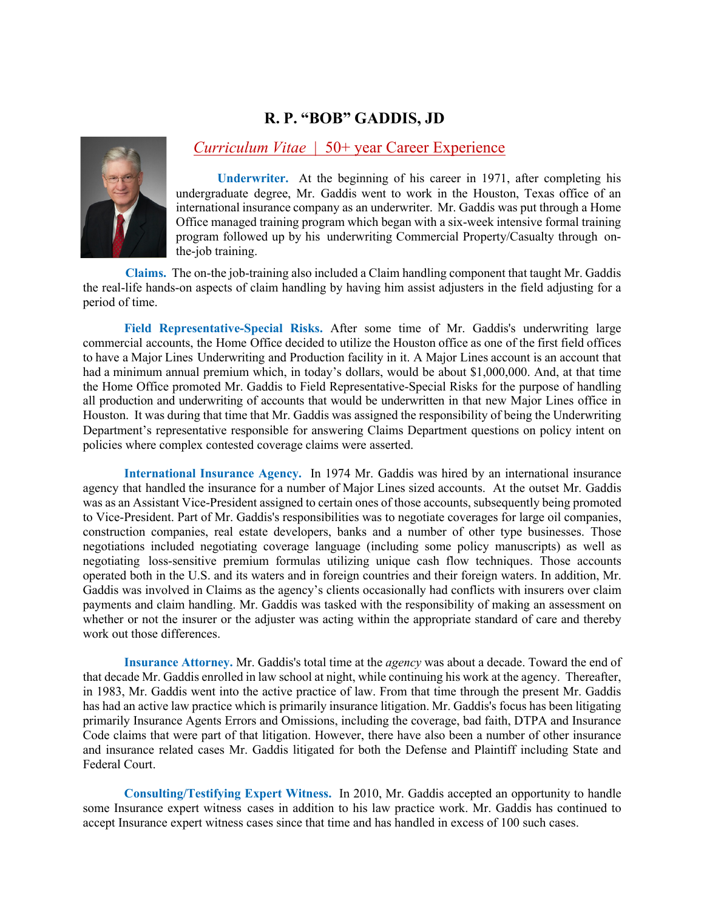# R. P. "BOB" GADDIS, JD

*Curriculum Vitae* | 50+ year Career Experience

**Underwriter.** At the beginning of his career in 1971, after completing his undergraduate degree, Mr. Gaddis went to work in the Houston, Texas office of an international insurance company as an underwriter. Mr. Gaddis was put through a Home Office managed training program which began with a six-week intensive formal training program followed up by his underwriting Commercial Property/Casualty through on-the-job training.

**Claims.** The on-the job-training also included a Claim handling component that taught Mr. Gaddis the real-life hands-on aspects of claim handling by having him assist adjusters in the field adjusting for a period of time.

**Field Representative-Special Risks.** After some time of Mr. Gaddis's underwriting large commercial accounts, the Home Office decided to utilize the Houston office as one of the first field offices to have a Major Lines Underwriting and Production facility in it. A Major Lines account is an account that had a minimum annual premium which, in today's dollars, would be about $1,000,000. And, at that time the Home Office promoted Mr. Gaddis to Field Representative-Special Risks for the purpose of handling all production and underwriting of accounts that would be underwritten in that new Major Lines office in Houston. It was during that time that Mr. Gaddis was assigned the responsibility of being the Underwriting Department's representative responsible for answering Claims Department questions on policy intent on policies where complex contested coverage claims were asserted.

**International Insurance Agency.** In 1974 Mr. Gaddis was hired by an international insurance agency that handled the insurance for a number of Major Lines sized accounts. At the outset Mr. Gaddis was as an Assistant Vice-President assigned to certain ones of those accounts, subsequently being promoted to Vice-President. Part of Mr. Gaddis's responsibilities was to negotiate coverages for large oil companies, construction companies, real estate developers, banks and a number of other type businesses. Those negotiations included negotiating coverage language (including some policy manuscripts) as well as negotiating loss-sensitive premium formulas utilizing unique cash flow techniques. Those accounts operated both in the U.S. and its waters and in foreign countries and their foreign waters. In addition, Mr. Gaddis was involved in Claims as the agency's clients occasionally had conflicts with insurers over claim payments and claim handling. Mr. Gaddis was tasked with the responsibility of making an assessment on whether or not the insurer or the adjuster was acting within the appropriate standard of care and thereby work out those differences.

**Insurance Attorney.** Mr. Gaddis's total time at the *agency* was about a decade. Toward the end of that decade Mr. Gaddis enrolled in law school at night, while continuing his work at the agency. Thereafter, in 1983, Mr. Gaddis went into the active practice of law. From that time through the present Mr. Gaddis has had an active law practice which is primarily insurance litigation. Mr. Gaddis's focus has been litigating primarily Insurance Agents Errors and Omissions, including the coverage, bad faith, DTPA and Insurance Code claims that were part of that litigation. However, there have also been a number of other insurance and insurance related cases Mr. Gaddis litigated for both the Defense and Plaintiff including State and Federal Court.

**Consulting/Testifying Expert Witness.** In 2010, Mr. Gaddis accepted an opportunity to handle some Insurance expert witness cases in addition to his law practice work. Mr. Gaddis has continued to accept Insurance expert witness cases since that time and has handled in excess of 100 such cases.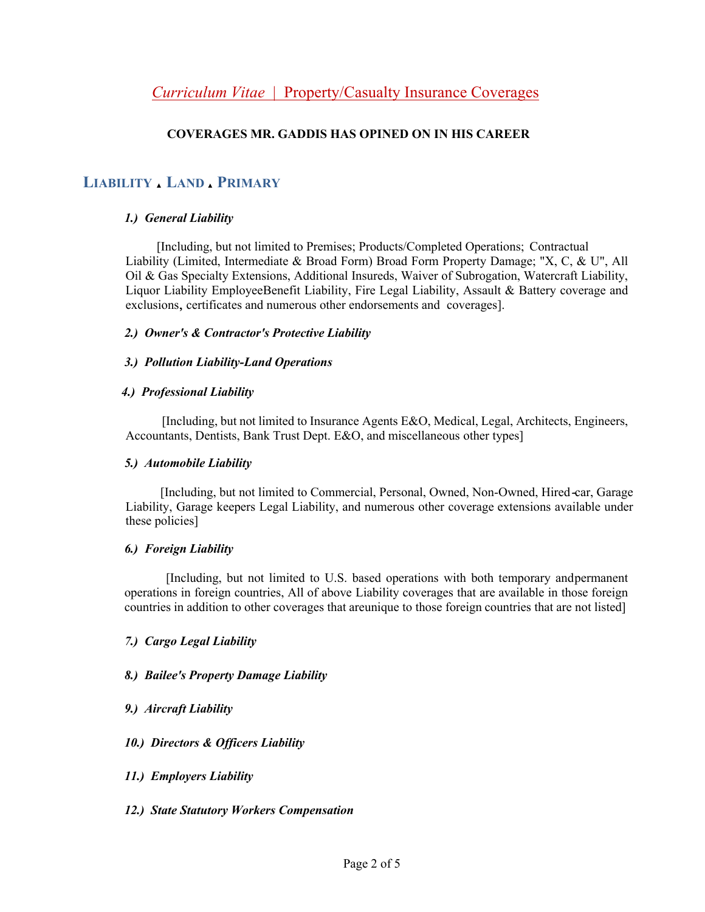*Curriculum Vitae* | Property/Casualty Insurance Coverages

**COVERAGES MR. GADDIS HAS OPINED ON IN HIS CAREER**

## LIABILITY ▲ LAND ▲ PRIMARY

***1.) General Liability***

[Including, but not limited to Premises; Products/Completed Operations; Contractual Liability (Limited, Intermediate & Broad Form) Broad Form Property Damage; "X, C, & U", All Oil & Gas Specialty Extensions, Additional Insureds, Waiver of Subrogation, Watercraft Liability, Liquor Liability EmployeeBenefit Liability, Fire Legal Liability, Assault & Battery coverage and exclusions, certificates and numerous other endorsements and coverages].

***2.) Owner's & Contractor's Protective Liability***

***3.) Pollution Liability-Land Operations***

***4.) Professional Liability***

[Including, but not limited to Insurance Agents E&O, Medical, Legal, Architects, Engineers, Accountants, Dentists, Bank Trust Dept. E&O, and miscellaneous other types]

***5.) Automobile Liability***

[Including, but not limited to Commercial, Personal, Owned, Non-Owned, Hired-car, Garage Liability, Garage keepers Legal Liability, and numerous other coverage extensions available under these policies]

***6.) Foreign Liability***

[Including, but not limited to U.S. based operations with both temporary andpermanent operations in foreign countries, All of above Liability coverages that are available in those foreign countries in addition to other coverages that areunique to those foreign countries that are not listed]

***7.) Cargo Legal Liability***

***8.) Bailee's Property Damage Liability***

***9.) Aircraft Liability***

***10.) Directors & Officers Liability***

***11.) Employers Liability***

***12.) State Statutory Workers Compensation***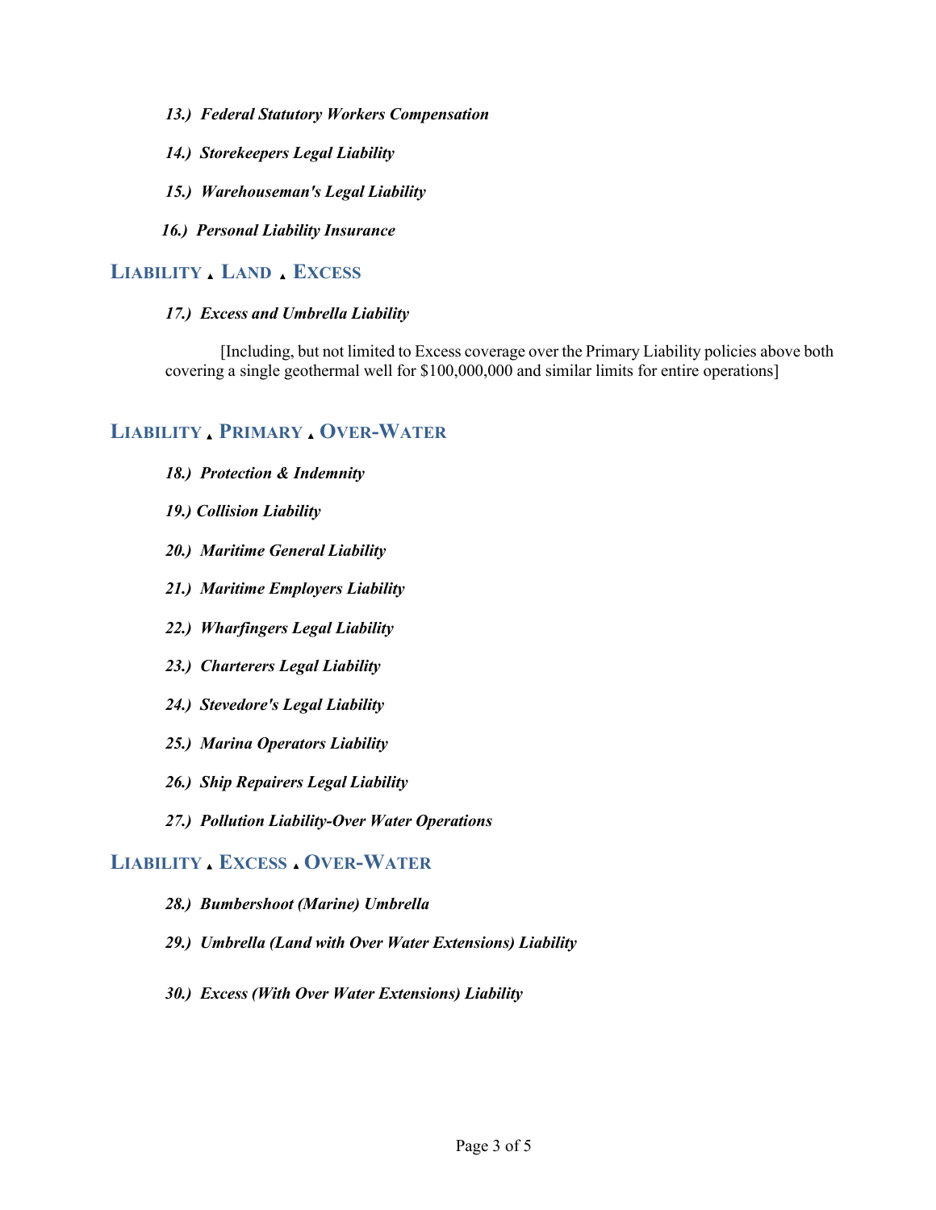*13.) Federal Statutory Workers Compensation*

*14.) Storekeepers Legal Liability*

*15.) Warehouseman's Legal Liability*

*16.) Personal Liability Insurance*

## LIABILITY ▴ LAND ▴ EXCESS

*17.) Excess and Umbrella Liability*

[Including, but not limited to Excess coverage over the Primary Liability policies above both covering a single geothermal well for $100,000,000 and similar limits for entire operations]

## LIABILITY ▴ PRIMARY ▴ OVER-WATER

*18.) Protection & Indemnity*

*19.) Collision Liability*

*20.) Maritime General Liability*

*21.) Maritime Employers Liability*

*22.) Wharfingers Legal Liability*

*23.) Charterers Legal Liability*

*24.) Stevedore's Legal Liability*

*25.) Marina Operators Liability*

*26.) Ship Repairers Legal Liability*

*27.) Pollution Liability-Over Water Operations*

## LIABILITY ▴ EXCESS ▴ OVER-WATER

*28.) Bumbershoot (Marine) Umbrella*

*29.) Umbrella (Land with Over Water Extensions) Liability*

*30.) Excess (With Over Water Extensions) Liability*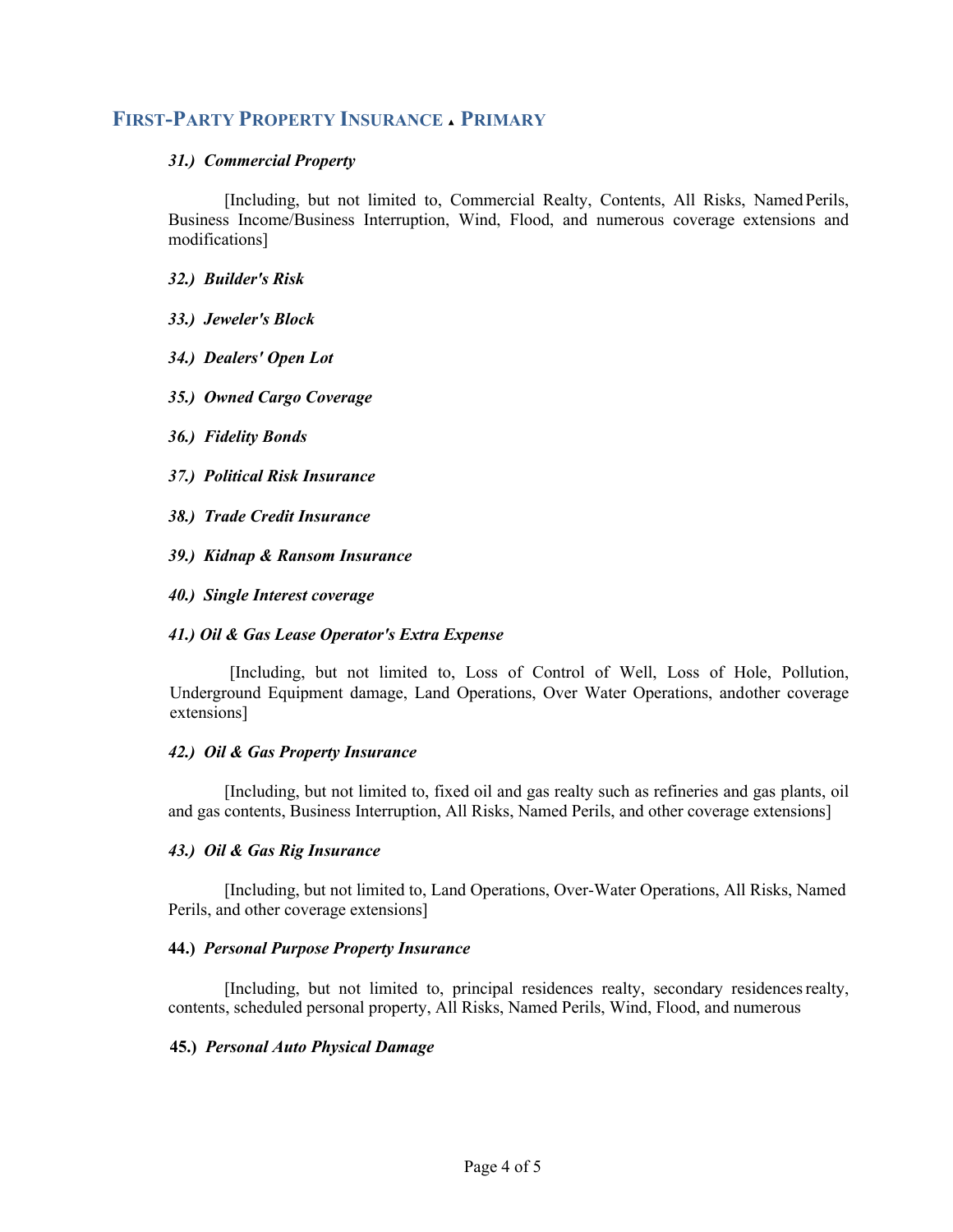## FIRST-PARTY PROPERTY INSURANCE ▲ PRIMARY

***31.) Commercial Property***

[Including, but not limited to, Commercial Realty, Contents, All Risks, Named Perils, Business Income/Business Interruption, Wind, Flood, and numerous coverage extensions and modifications]

***32.) Builder's Risk***

***33.) Jeweler's Block***

***34.) Dealers' Open Lot***

***35.) Owned Cargo Coverage***

***36.) Fidelity Bonds***

***37.) Political Risk Insurance***

***38.) Trade Credit Insurance***

***39.) Kidnap & Ransom Insurance***

***40.) Single Interest coverage***

***41.) Oil & Gas Lease Operator's Extra Expense***

[Including, but not limited to, Loss of Control of Well, Loss of Hole, Pollution, Underground Equipment damage, Land Operations, Over Water Operations, andother coverage extensions]

***42.) Oil & Gas Property Insurance***

[Including, but not limited to, fixed oil and gas realty such as refineries and gas plants, oil and gas contents, Business Interruption, All Risks, Named Perils, and other coverage extensions]

***43.) Oil & Gas Rig Insurance***

[Including, but not limited to, Land Operations, Over-Water Operations, All Risks, Named Perils, and other coverage extensions]

**44.)** ***Personal Purpose Property Insurance***

[Including, but not limited to, principal residences realty, secondary residences realty, contents, scheduled personal property, All Risks, Named Perils, Wind, Flood, and numerous

**45.)** ***Personal Auto Physical Damage***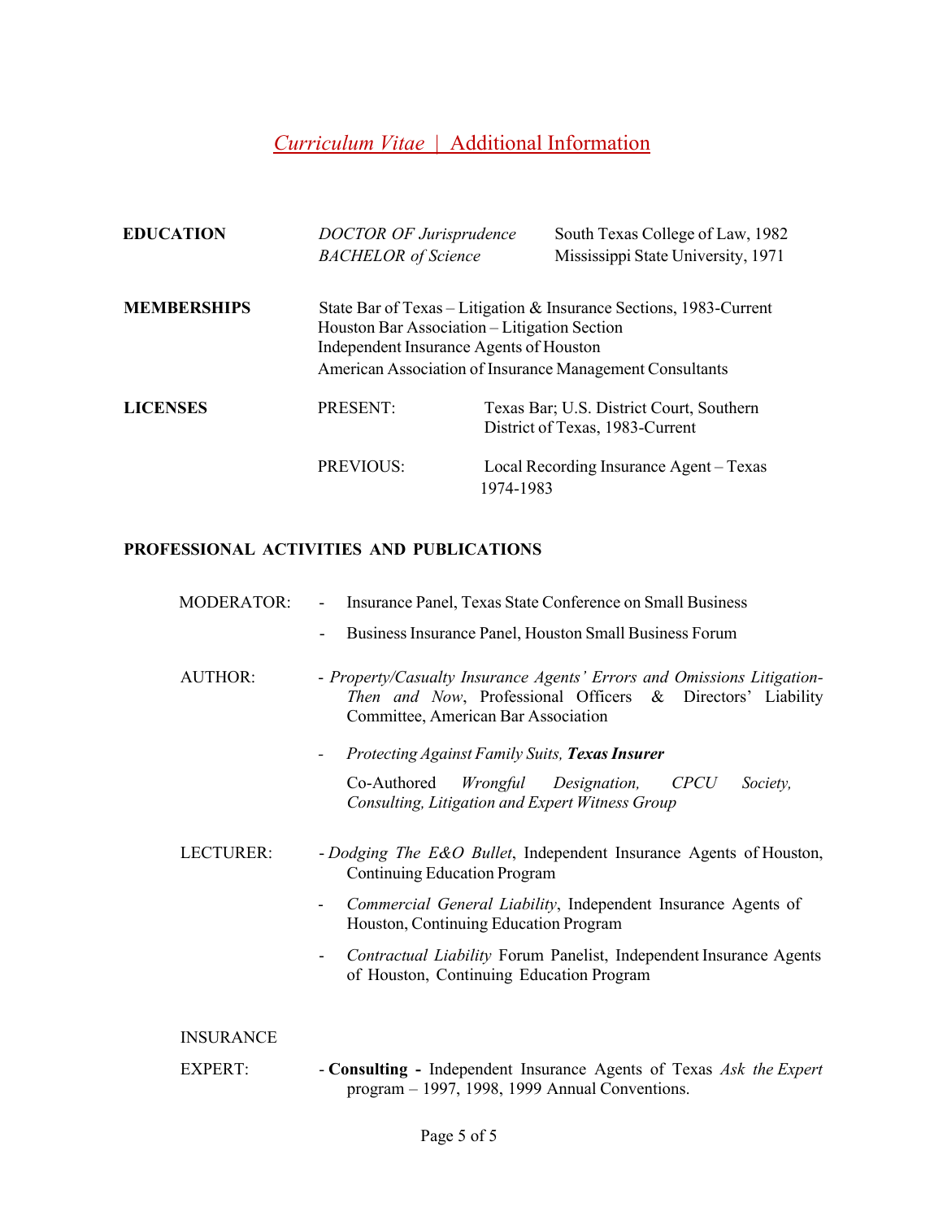# *Curriculum Vitae* | Additional Information

**EDUCATION**

| | | |
|---|---|---|
| | *DOCTOR OF Jurisprudence* | South Texas College of Law, 1982 |
| | *BACHELOR of Science* | Mississippi State University, 1971 |

**MEMBERSHIPS**

State Bar of Texas – Litigation & Insurance Sections, 1983-Current
Houston Bar Association – Litigation Section
Independent Insurance Agents of Houston
American Association of Insurance Management Consultants

**LICENSES**

PRESENT: Texas Bar; U.S. District Court, Southern District of Texas, 1983-Current

PREVIOUS: Local Recording Insurance Agent – Texas 1974-1983

## PROFESSIONAL ACTIVITIES AND PUBLICATIONS

MODERATOR:

- Insurance Panel, Texas State Conference on Small Business
- Business Insurance Panel, Houston Small Business Forum

AUTHOR:

- *Property/Casualty Insurance Agents' Errors and Omissions Litigation-Then and Now*, Professional Officers & Directors' Liability Committee, American Bar Association
- *Protecting Against Family Suits, **Texas Insurer***

  Co-Authored *Wrongful Designation, CPCU Society, Consulting, Litigation and Expert Witness Group*

LECTURER:

- *Dodging The E&O Bullet*, Independent Insurance Agents of Houston, Continuing Education Program
- *Commercial General Liability*, Independent Insurance Agents of Houston, Continuing Education Program
- *Contractual Liability* Forum Panelist, Independent Insurance Agents of Houston, Continuing Education Program

INSURANCE EXPERT:

- **Consulting -** Independent Insurance Agents of Texas *Ask the Expert* program – 1997, 1998, 1999 Annual Conventions.